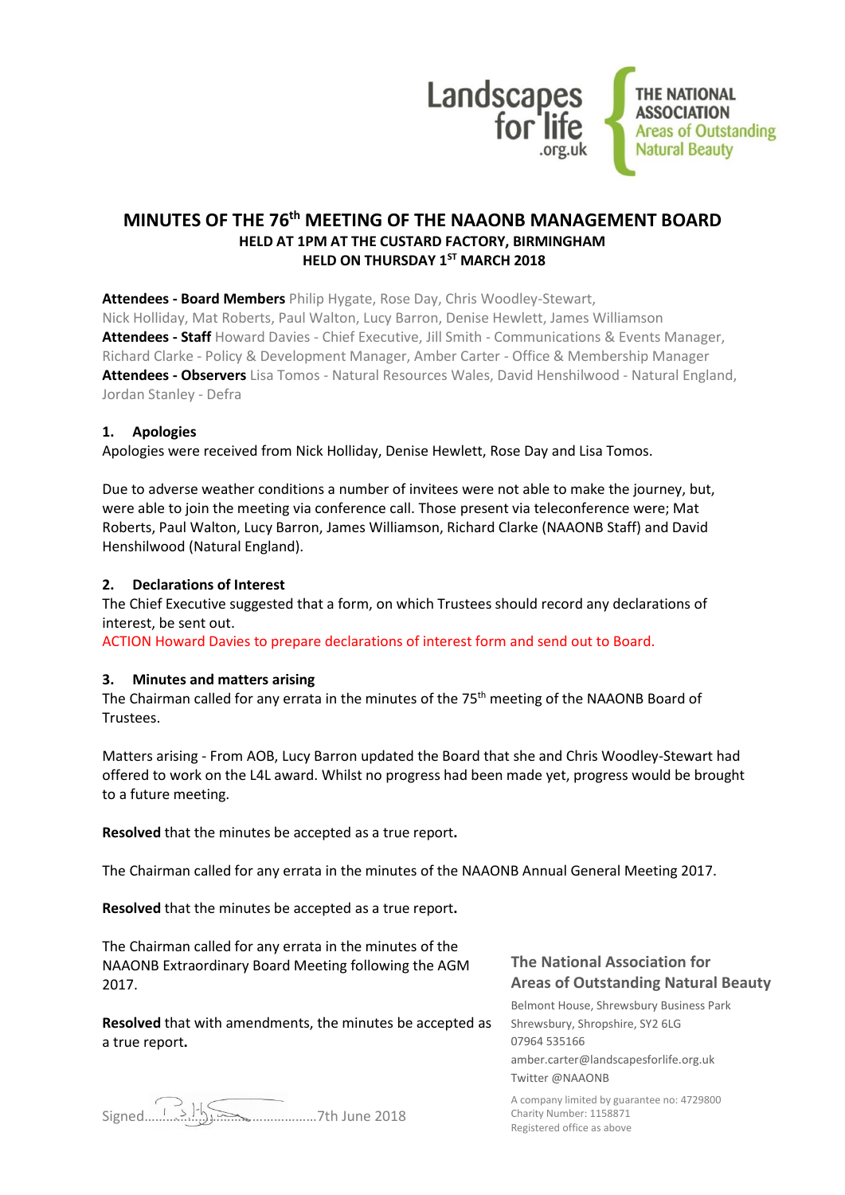Landscapes for life .org.uk

THE NATIONAL ASSOCIATION Areas of Outstanding Natural Beauty

# MINUTES OF THE 76th MEETING OF THE NAAONB MANAGEMENT BOARD

**HELD AT 1PM AT THE CUSTARD FACTORY, BIRMINGHAM**
**HELD ON THURSDAY 1ST MARCH 2018**

**Attendees - Board Members** Philip Hygate, Rose Day, Chris Woodley-Stewart, Nick Holliday, Mat Roberts, Paul Walton, Lucy Barron, Denise Hewlett, James Williamson
**Attendees - Staff** Howard Davies - Chief Executive, Jill Smith - Communications & Events Manager, Richard Clarke - Policy & Development Manager, Amber Carter - Office & Membership Manager
**Attendees - Observers** Lisa Tomos - Natural Resources Wales, David Henshilwood - Natural England, Jordan Stanley - Defra

## 1. Apologies

Apologies were received from Nick Holliday, Denise Hewlett, Rose Day and Lisa Tomos.

Due to adverse weather conditions a number of invitees were not able to make the journey, but, were able to join the meeting via conference call. Those present via teleconference were; Mat Roberts, Paul Walton, Lucy Barron, James Williamson, Richard Clarke (NAAONB Staff) and David Henshilwood (Natural England).

## 2. Declarations of Interest

The Chief Executive suggested that a form, on which Trustees should record any declarations of interest, be sent out.

ACTION Howard Davies to prepare declarations of interest form and send out to Board.

## 3. Minutes and matters arising

The Chairman called for any errata in the minutes of the 75th meeting of the NAAONB Board of Trustees.

Matters arising - From AOB, Lucy Barron updated the Board that she and Chris Woodley-Stewart had offered to work on the L4L award. Whilst no progress had been made yet, progress would be brought to a future meeting.

**Resolved** that the minutes be accepted as a true report**.**

The Chairman called for any errata in the minutes of the NAAONB Annual General Meeting 2017.

**Resolved** that the minutes be accepted as a true report**.**

The Chairman called for any errata in the minutes of the NAAONB Extraordinary Board Meeting following the AGM 2017.

**Resolved** that with amendments, the minutes be accepted as a true report**.**

Signed........................................7th June 2018

**The National Association for Areas of Outstanding Natural Beauty**

Belmont House, Shrewsbury Business Park
Shrewsbury, Shropshire, SY2 6LG
07964 535166
amber.carter@landscapesforlife.org.uk
Twitter @NAAONB

A company limited by guarantee no: 4729800
Charity Number: 1158871
Registered office as above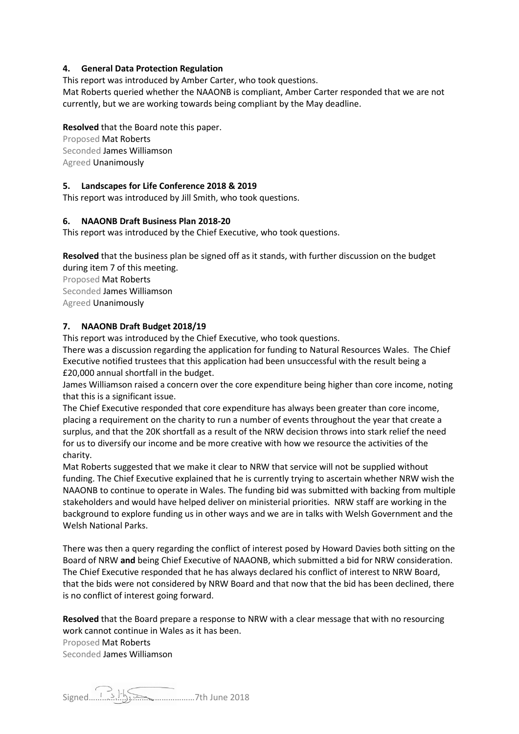#### 4. General Data Protection Regulation

This report was introduced by Amber Carter, who took questions.

Mat Roberts queried whether the NAAONB is compliant, Amber Carter responded that we are not currently, but we are working towards being compliant by the May deadline.

**Resolved** that the Board note this paper.

Proposed Mat Roberts
Seconded James Williamson
Agreed Unanimously

#### 5. Landscapes for Life Conference 2018 & 2019

This report was introduced by Jill Smith, who took questions.

#### 6. NAAONB Draft Business Plan 2018-20

This report was introduced by the Chief Executive, who took questions.

**Resolved** that the business plan be signed off as it stands, with further discussion on the budget during item 7 of this meeting.

Proposed Mat Roberts
Seconded James Williamson
Agreed Unanimously

#### 7. NAAONB Draft Budget 2018/19

This report was introduced by the Chief Executive, who took questions.

There was a discussion regarding the application for funding to Natural Resources Wales. The Chief Executive notified trustees that this application had been unsuccessful with the result being a £20,000 annual shortfall in the budget.

James Williamson raised a concern over the core expenditure being higher than core income, noting that this is a significant issue.

The Chief Executive responded that core expenditure has always been greater than core income, placing a requirement on the charity to run a number of events throughout the year that create a surplus, and that the 20K shortfall as a result of the NRW decision throws into stark relief the need for us to diversify our income and be more creative with how we resource the activities of the charity.

Mat Roberts suggested that we make it clear to NRW that service will not be supplied without funding. The Chief Executive explained that he is currently trying to ascertain whether NRW wish the NAAONB to continue to operate in Wales. The funding bid was submitted with backing from multiple stakeholders and would have helped deliver on ministerial priorities. NRW staff are working in the background to explore funding us in other ways and we are in talks with Welsh Government and the Welsh National Parks.

There was then a query regarding the conflict of interest posed by Howard Davies both sitting on the Board of NRW **and** being Chief Executive of NAAONB, which submitted a bid for NRW consideration. The Chief Executive responded that he has always declared his conflict of interest to NRW Board, that the bids were not considered by NRW Board and that now that the bid has been declined, there is no conflict of interest going forward.

**Resolved** that the Board prepare a response to NRW with a clear message that with no resourcing work cannot continue in Wales as it has been.

Proposed Mat Roberts
Seconded James Williamson

Signed……………………………………7th June 2018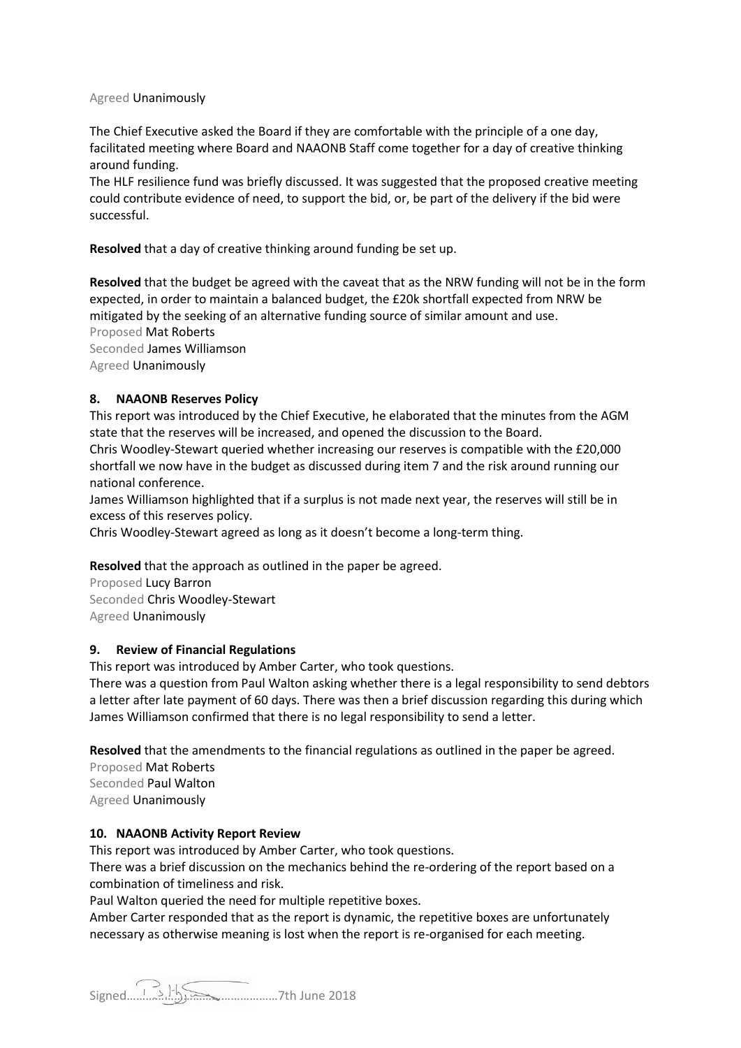Agreed Unanimously

The Chief Executive asked the Board if they are comfortable with the principle of a one day, facilitated meeting where Board and NAAONB Staff come together for a day of creative thinking around funding.

The HLF resilience fund was briefly discussed. It was suggested that the proposed creative meeting could contribute evidence of need, to support the bid, or, be part of the delivery if the bid were successful.

**Resolved** that a day of creative thinking around funding be set up.

**Resolved** that the budget be agreed with the caveat that as the NRW funding will not be in the form expected, in order to maintain a balanced budget, the £20k shortfall expected from NRW be mitigated by the seeking of an alternative funding source of similar amount and use.

Proposed Mat Roberts
Seconded James Williamson
Agreed Unanimously

**8. NAAONB Reserves Policy**

This report was introduced by the Chief Executive, he elaborated that the minutes from the AGM state that the reserves will be increased, and opened the discussion to the Board.

Chris Woodley-Stewart queried whether increasing our reserves is compatible with the £20,000 shortfall we now have in the budget as discussed during item 7 and the risk around running our national conference.

James Williamson highlighted that if a surplus is not made next year, the reserves will still be in excess of this reserves policy.

Chris Woodley-Stewart agreed as long as it doesn't become a long-term thing.

**Resolved** that the approach as outlined in the paper be agreed.

Proposed Lucy Barron
Seconded Chris Woodley-Stewart
Agreed Unanimously

**9. Review of Financial Regulations**

This report was introduced by Amber Carter, who took questions.

There was a question from Paul Walton asking whether there is a legal responsibility to send debtors a letter after late payment of 60 days. There was then a brief discussion regarding this during which James Williamson confirmed that there is no legal responsibility to send a letter.

**Resolved** that the amendments to the financial regulations as outlined in the paper be agreed.

Proposed Mat Roberts
Seconded Paul Walton
Agreed Unanimously

**10. NAAONB Activity Report Review**

This report was introduced by Amber Carter, who took questions.

There was a brief discussion on the mechanics behind the re-ordering of the report based on a combination of timeliness and risk.

Paul Walton queried the need for multiple repetitive boxes.

Amber Carter responded that as the report is dynamic, the repetitive boxes are unfortunately necessary as otherwise meaning is lost when the report is re-organised for each meeting.

Signed………………………………………7th June 2018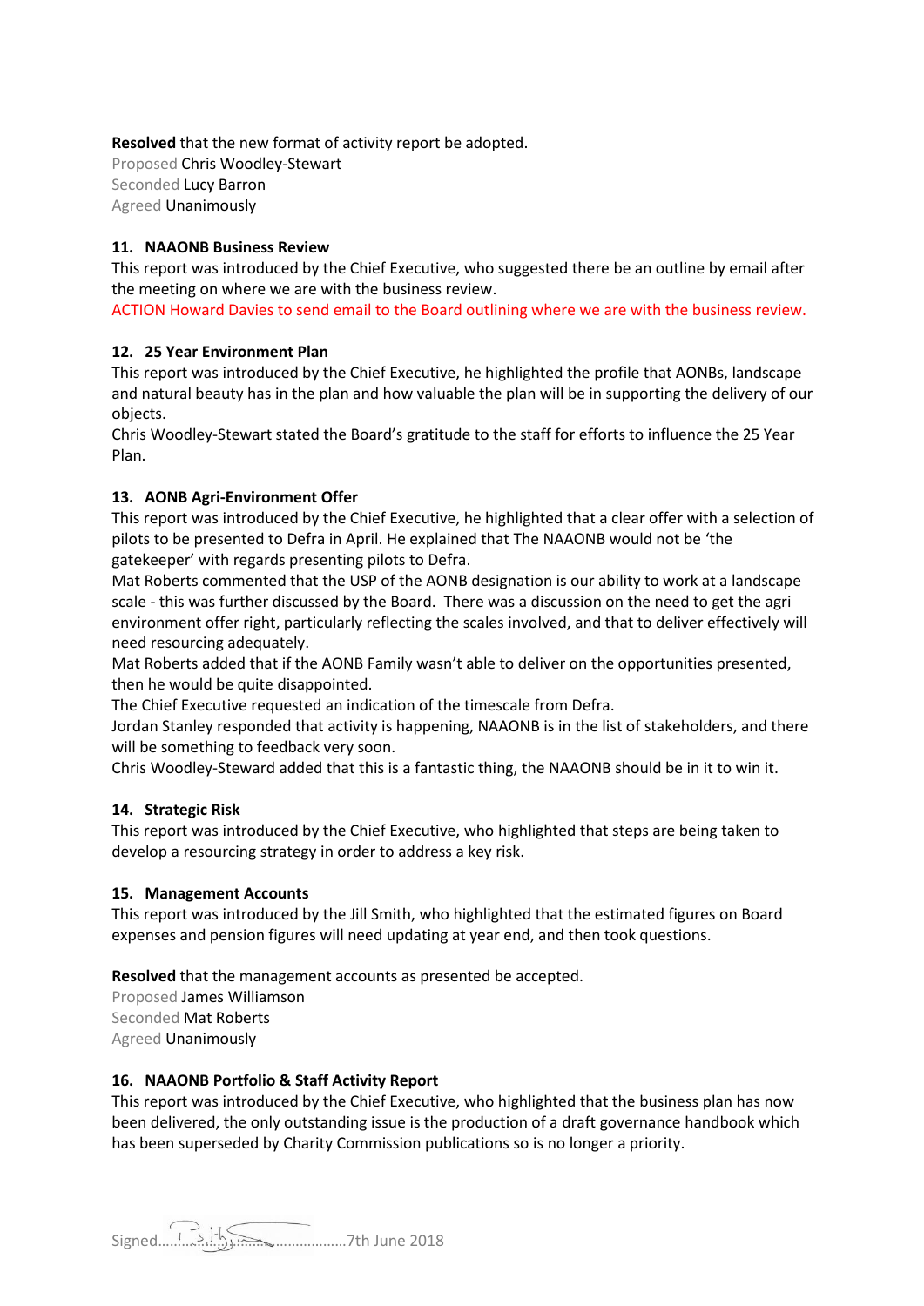**Resolved** that the new format of activity report be adopted.
Proposed Chris Woodley-Stewart
Seconded Lucy Barron
Agreed Unanimously

### 11. NAAONB Business Review

This report was introduced by the Chief Executive, who suggested there be an outline by email after the meeting on where we are with the business review.
ACTION Howard Davies to send email to the Board outlining where we are with the business review.

### 12. 25 Year Environment Plan

This report was introduced by the Chief Executive, he highlighted the profile that AONBs, landscape and natural beauty has in the plan and how valuable the plan will be in supporting the delivery of our objects.
Chris Woodley-Stewart stated the Board's gratitude to the staff for efforts to influence the 25 Year Plan.

### 13. AONB Agri-Environment Offer

This report was introduced by the Chief Executive, he highlighted that a clear offer with a selection of pilots to be presented to Defra in April. He explained that The NAAONB would not be 'the gatekeeper' with regards presenting pilots to Defra.
Mat Roberts commented that the USP of the AONB designation is our ability to work at a landscape scale - this was further discussed by the Board. There was a discussion on the need to get the agri environment offer right, particularly reflecting the scales involved, and that to deliver effectively will need resourcing adequately.
Mat Roberts added that if the AONB Family wasn't able to deliver on the opportunities presented, then he would be quite disappointed.
The Chief Executive requested an indication of the timescale from Defra.
Jordan Stanley responded that activity is happening, NAAONB is in the list of stakeholders, and there will be something to feedback very soon.
Chris Woodley-Steward added that this is a fantastic thing, the NAAONB should be in it to win it.

### 14. Strategic Risk

This report was introduced by the Chief Executive, who highlighted that steps are being taken to develop a resourcing strategy in order to address a key risk.

### 15. Management Accounts

This report was introduced by the Jill Smith, who highlighted that the estimated figures on Board expenses and pension figures will need updating at year end, and then took questions.

**Resolved** that the management accounts as presented be accepted.
Proposed James Williamson
Seconded Mat Roberts
Agreed Unanimously

### 16. NAAONB Portfolio & Staff Activity Report

This report was introduced by the Chief Executive, who highlighted that the business plan has now been delivered, the only outstanding issue is the production of a draft governance handbook which has been superseded by Charity Commission publications so is no longer a priority.

Signed……………………………………7th June 2018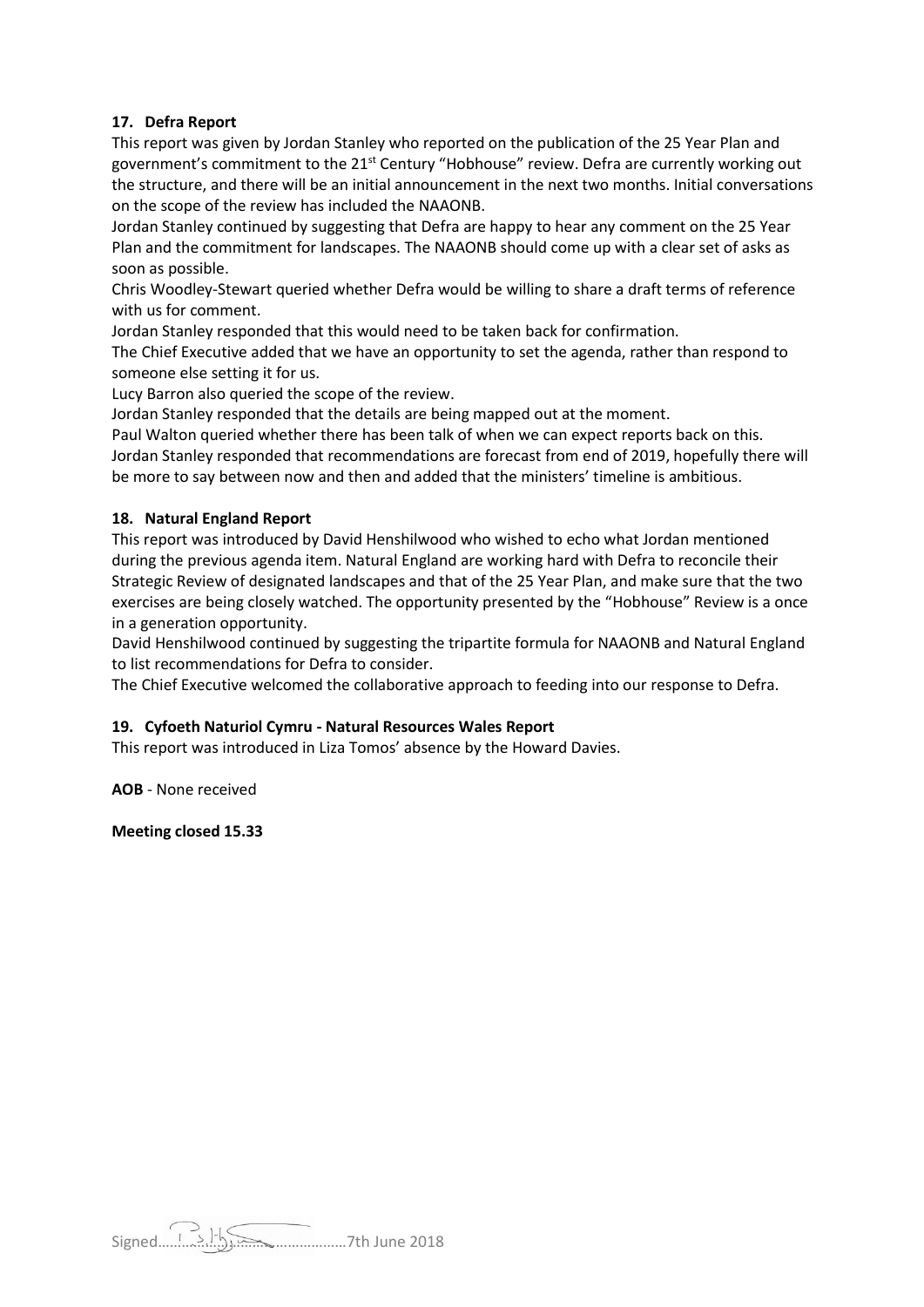**17. Defra Report**

This report was given by Jordan Stanley who reported on the publication of the 25 Year Plan and government's commitment to the 21st Century "Hobhouse" review. Defra are currently working out the structure, and there will be an initial announcement in the next two months. Initial conversations on the scope of the review has included the NAAONB.

Jordan Stanley continued by suggesting that Defra are happy to hear any comment on the 25 Year Plan and the commitment for landscapes. The NAAONB should come up with a clear set of asks as soon as possible.

Chris Woodley-Stewart queried whether Defra would be willing to share a draft terms of reference with us for comment.

Jordan Stanley responded that this would need to be taken back for confirmation.

The Chief Executive added that we have an opportunity to set the agenda, rather than respond to someone else setting it for us.

Lucy Barron also queried the scope of the review.

Jordan Stanley responded that the details are being mapped out at the moment.

Paul Walton queried whether there has been talk of when we can expect reports back on this.

Jordan Stanley responded that recommendations are forecast from end of 2019, hopefully there will be more to say between now and then and added that the ministers' timeline is ambitious.

**18. Natural England Report**

This report was introduced by David Henshilwood who wished to echo what Jordan mentioned during the previous agenda item. Natural England are working hard with Defra to reconcile their Strategic Review of designated landscapes and that of the 25 Year Plan, and make sure that the two exercises are being closely watched. The opportunity presented by the "Hobhouse" Review is a once in a generation opportunity.

David Henshilwood continued by suggesting the tripartite formula for NAAONB and Natural England to list recommendations for Defra to consider.

The Chief Executive welcomed the collaborative approach to feeding into our response to Defra.

**19. Cyfoeth Naturiol Cymru - Natural Resources Wales Report**

This report was introduced in Liza Tomos' absence by the Howard Davies.

**AOB** - None received

**Meeting closed 15.33**

Signed…………………………………………7th June 2018